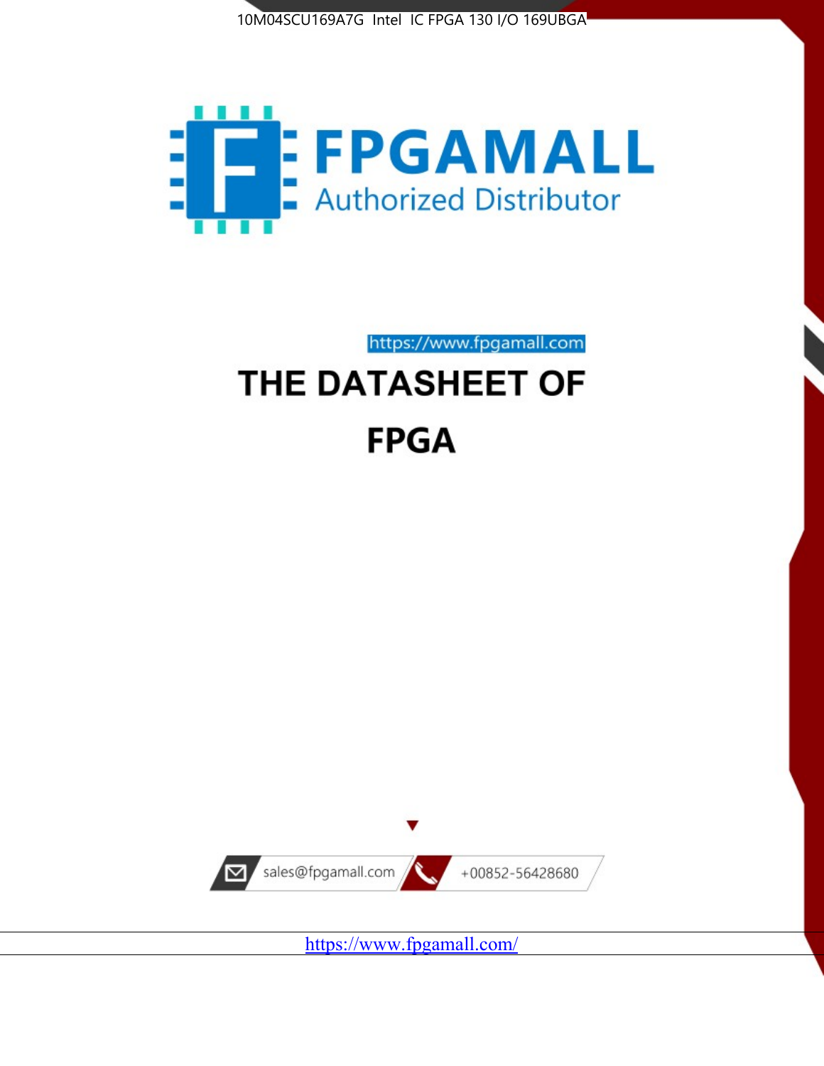10M04SCU169A7G Intel IC FPGA 130 I/O 169UBGA

FPGAMALL

Authorized Distributor

https://www.fpgamall.com

# THE DATASHEET OF

# FPGA

sales@fpgamall.com

+00852-56428680

https://www.fpgamall.com/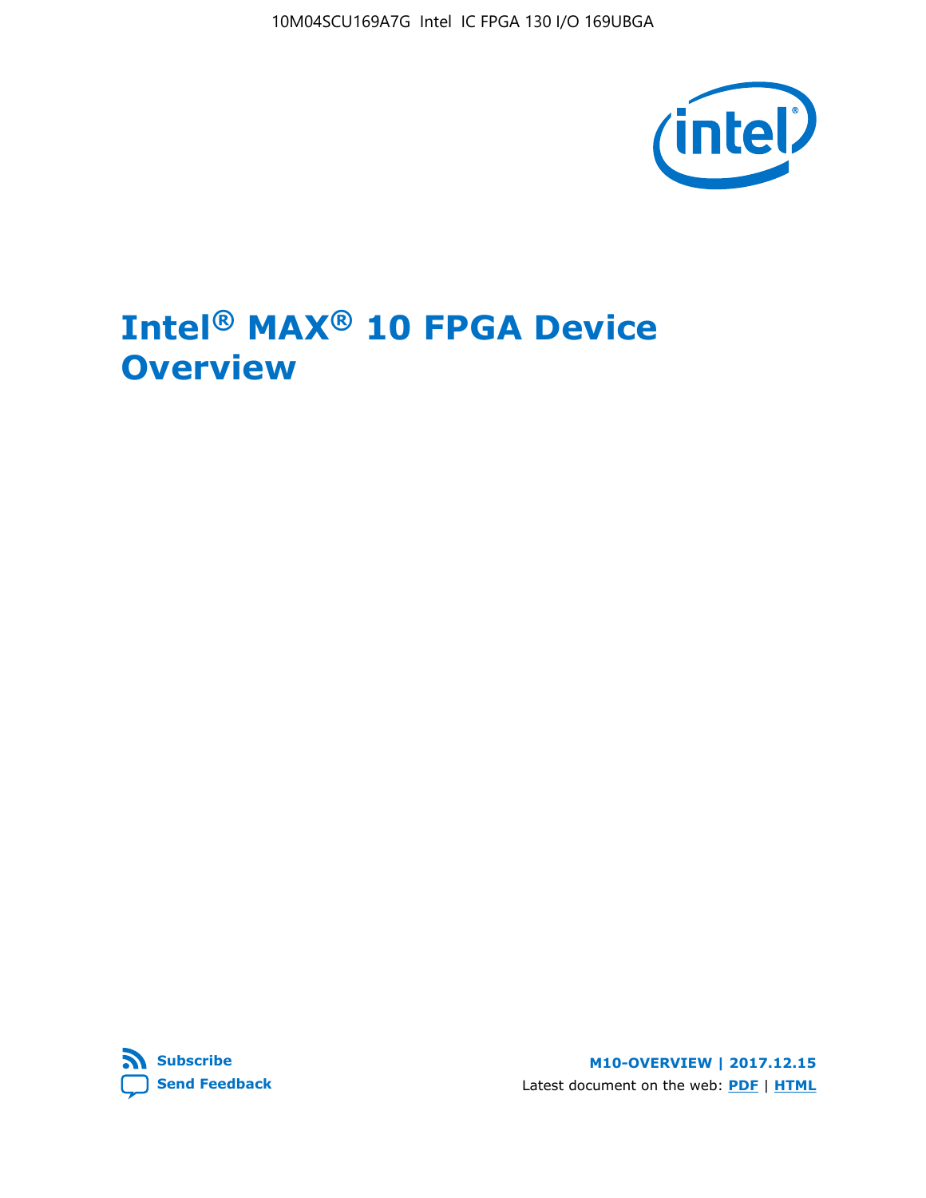10M04SCU169A7G Intel IC FPGA 130 I/O 169UBGA

# Intel® MAX® 10 FPGA Device Overview

Subscribe

Send Feedback

**M10-OVERVIEW | 2017.12.15**

Latest document on the web: **PDF** | **HTML**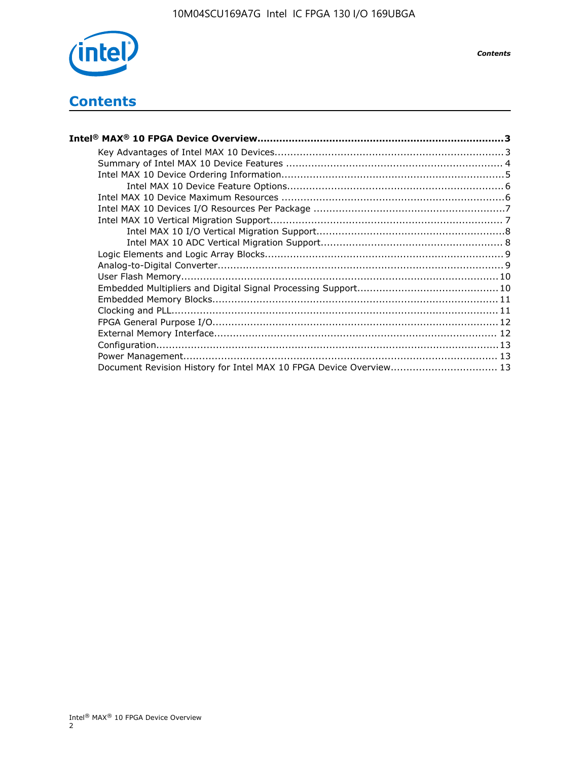# Contents

**Intel® MAX® 10 FPGA Device Overview....................................................................3**

- Key Advantages of Intel MAX 10 Devices....................................................................3
- Summary of Intel MAX 10 Device Features ....................................................................4
- Intel MAX 10 Device Ordering Information....................................................................5
    - Intel MAX 10 Device Feature Options....................................................................6
- Intel MAX 10 Device Maximum Resources ....................................................................6
- Intel MAX 10 Devices I/O Resources Per Package ....................................................................7
- Intel MAX 10 Vertical Migration Support....................................................................7
    - Intel MAX 10 I/O Vertical Migration Support....................................................................8
    - Intel MAX 10 ADC Vertical Migration Support....................................................................8
- Logic Elements and Logic Array Blocks....................................................................9
- Analog-to-Digital Converter....................................................................9
- User Flash Memory....................................................................10
- Embedded Multipliers and Digital Signal Processing Support....................................................................10
- Embedded Memory Blocks....................................................................11
- Clocking and PLL....................................................................11
- FPGA General Purpose I/O....................................................................12
- External Memory Interface....................................................................12
- Configuration....................................................................13
- Power Management....................................................................13
- Document Revision History for Intel MAX 10 FPGA Device Overview....................................................................13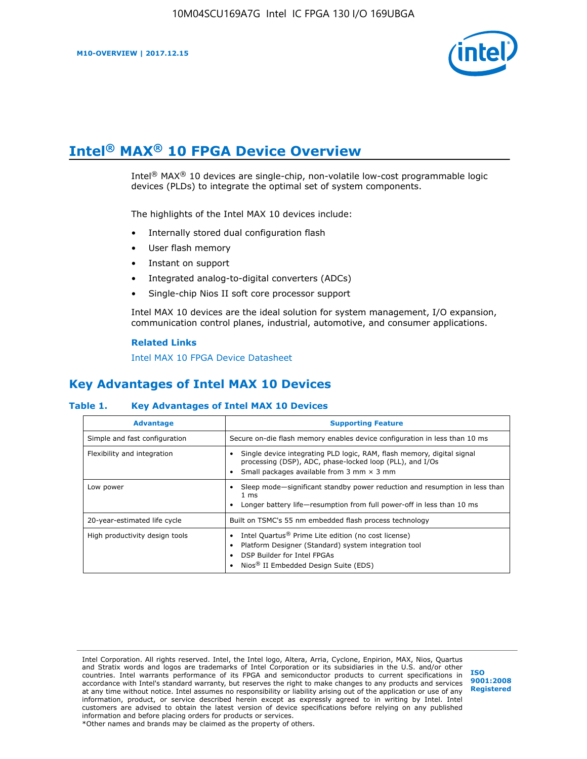# Intel® MAX® 10 FPGA Device Overview

Intel® MAX® 10 devices are single-chip, non-volatile low-cost programmable logic devices (PLDs) to integrate the optimal set of system components.

The highlights of the Intel MAX 10 devices include:

- Internally stored dual configuration flash
- User flash memory
- Instant on support
- Integrated analog-to-digital converters (ADCs)
- Single-chip Nios II soft core processor support

Intel MAX 10 devices are the ideal solution for system management, I/O expansion, communication control planes, industrial, automotive, and consumer applications.

**Related Links**

Intel MAX 10 FPGA Device Datasheet

## Key Advantages of Intel MAX 10 Devices

**Table 1. Key Advantages of Intel MAX 10 Devices**

| Advantage | Supporting Feature |
| --- | --- |
| Simple and fast configuration | Secure on-die flash memory enables device configuration in less than 10 ms |
| Flexibility and integration | • Single device integrating PLD logic, RAM, flash memory, digital signal processing (DSP), ADC, phase-locked loop (PLL), and I/Os<br>• Small packages available from 3 mm × 3 mm |
| Low power | • Sleep mode—significant standby power reduction and resumption in less than 1 ms<br>• Longer battery life—resumption from full power-off in less than 10 ms |
| 20-year-estimated life cycle | Built on TSMC's 55 nm embedded flash process technology |
| High productivity design tools | • Intel Quartus® Prime Lite edition (no cost license)<br>• Platform Designer (Standard) system integration tool<br>• DSP Builder for Intel FPGAs<br>• Nios® II Embedded Design Suite (EDS) |

Intel Corporation. All rights reserved. Intel, the Intel logo, Altera, Arria, Cyclone, Enpirion, MAX, Nios, Quartus and Stratix words and logos are trademarks of Intel Corporation or its subsidiaries in the U.S. and/or other countries. Intel warrants performance of its FPGA and semiconductor products to current specifications in accordance with Intel's standard warranty, but reserves the right to make changes to any products and services at any time without notice. Intel assumes no responsibility or liability arising out of the application or use of any information, product, or service described herein except as expressly agreed to in writing by Intel. Intel customers are advised to obtain the latest version of device specifications before relying on any published information and before placing orders for products or services.
*Other names and brands may be claimed as the property of others.

ISO 9001:2008 Registered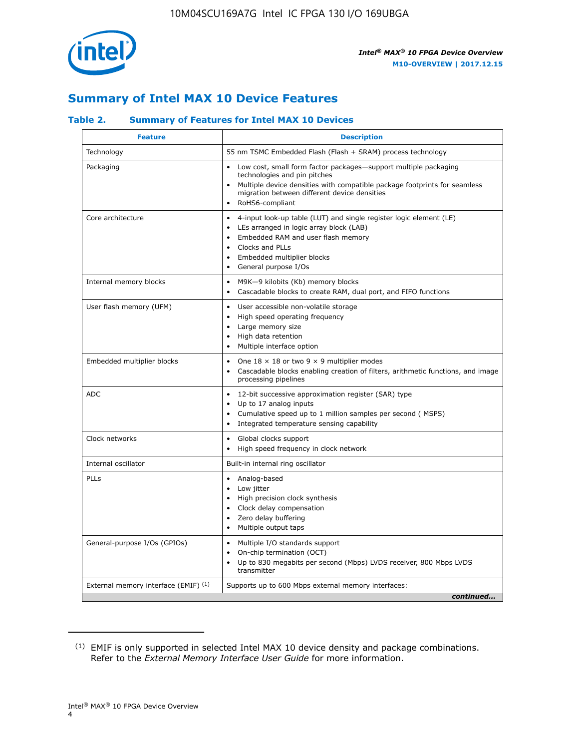# Summary of Intel MAX 10 Device Features

### Table 2. Summary of Features for Intel MAX 10 Devices

| Feature | Description |
|---|---|
| Technology | 55 nm TSMC Embedded Flash (Flash + SRAM) process technology |
| Packaging | • Low cost, small form factor packages—support multiple packaging technologies and pin pitches<br>• Multiple device densities with compatible package footprints for seamless migration between different device densities<br>• RoHS6-compliant |
| Core architecture | • 4-input look-up table (LUT) and single register logic element (LE)<br>• LEs arranged in logic array block (LAB)<br>• Embedded RAM and user flash memory<br>• Clocks and PLLs<br>• Embedded multiplier blocks<br>• General purpose I/Os |
| Internal memory blocks | • M9K—9 kilobits (Kb) memory blocks<br>• Cascadable blocks to create RAM, dual port, and FIFO functions |
| User flash memory (UFM) | • User accessible non-volatile storage<br>• High speed operating frequency<br>• Large memory size<br>• High data retention<br>• Multiple interface option |
| Embedded multiplier blocks | • One 18 × 18 or two 9 × 9 multiplier modes<br>• Cascadable blocks enabling creation of filters, arithmetic functions, and image processing pipelines |
| ADC | • 12-bit successive approximation register (SAR) type<br>• Up to 17 analog inputs<br>• Cumulative speed up to 1 million samples per second ( MSPS)<br>• Integrated temperature sensing capability |
| Clock networks | • Global clocks support<br>• High speed frequency in clock network |
| Internal oscillator | Built-in internal ring oscillator |
| PLLs | • Analog-based<br>• Low jitter<br>• High precision clock synthesis<br>• Clock delay compensation<br>• Zero delay buffering<br>• Multiple output taps |
| General-purpose I/Os (GPIOs) | • Multiple I/O standards support<br>• On-chip termination (OCT)<br>• Up to 830 megabits per second (Mbps) LVDS receiver, 800 Mbps LVDS transmitter |
| External memory interface (EMIF) [(1)] | Supports up to 600 Mbps external memory interfaces: |

*continued...*

(1) EMIF is only supported in selected Intel MAX 10 device density and package combinations. Refer to the *External Memory Interface User Guide* for more information.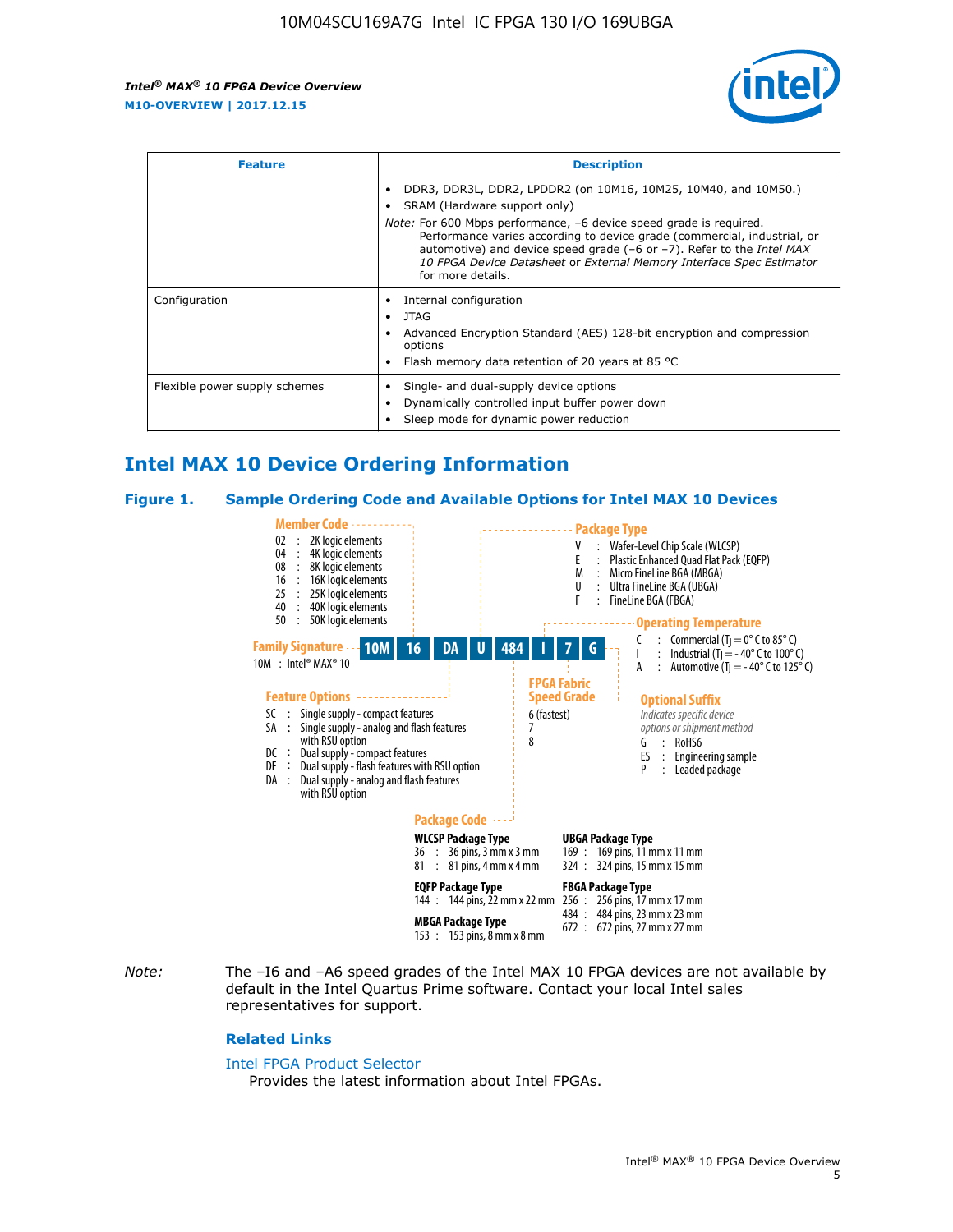| Feature | Description |
| --- | --- |
| | • DDR3, DDR3L, DDR2, LPDDR2 (on 10M16, 10M25, 10M40, and 10M50.)<br>• SRAM (Hardware support only)<br>*Note:* For 600 Mbps performance, –6 device speed grade is required. Performance varies according to device grade (commercial, industrial, or automotive) and device speed grade (–6 or –7). Refer to the *Intel MAX 10 FPGA Device Datasheet* or *External Memory Interface Spec Estimator* for more details. |
| Configuration | • Internal configuration<br>• JTAG<br>• Advanced Encryption Standard (AES) 128-bit encryption and compression options<br>• Flash memory data retention of 20 years at 85 °C |
| Flexible power supply schemes | • Single- and dual-supply device options<br>• Dynamically controlled input buffer power down<br>• Sleep mode for dynamic power reduction |

## Intel MAX 10 Device Ordering Information

### Figure 1. Sample Ordering Code and Available Options for Intel MAX 10 Devices

Example ordering code: **10M 16 DA U 484 I 7 G**

**Family Signature**
- 10M : Intel® MAX® 10

**Member Code**
- 02 : 2K logic elements
- 04 : 4K logic elements
- 08 : 8K logic elements
- 16 : 16K logic elements
- 25 : 25K logic elements
- 40 : 40K logic elements
- 50 : 50K logic elements

**Feature Options**
- SC : Single supply - compact features
- SA : Single supply - analog and flash features with RSU option
- DC : Dual supply - compact features
- DF : Dual supply - flash features with RSU option
- DA : Dual supply - analog and flash features with RSU option

**Package Type**
- V : Wafer-Level Chip Scale (WLCSP)
- E : Plastic Enhanced Quad Flat Pack (EQFP)
- M : Micro FineLine BGA (MBGA)
- U : Ultra FineLine BGA (UBGA)
- F : FineLine BGA (FBGA)

**Package Code**

WLCSP Package Type
- 36 : 36 pins, 3 mm x 3 mm
- 81 : 81 pins, 4 mm x 4 mm

EQFP Package Type
- 144 : 144 pins, 22 mm x 22 mm

MBGA Package Type
- 153 : 153 pins, 8 mm x 8 mm

UBGA Package Type
- 169 : 169 pins, 11 mm x 11 mm
- 324 : 324 pins, 15 mm x 15 mm

FBGA Package Type
- 256 : 256 pins, 17 mm x 17 mm
- 484 : 484 pins, 23 mm x 23 mm
- 672 : 672 pins, 27 mm x 27 mm

**Operating Temperature**
- C : Commercial ($T_J$ = 0° C to 85° C)
- I : Industrial ($T_J$ = - 40° C to 100° C)
- A : Automotive ($T_J$ = - 40° C to 125° C)

**FPGA Fabric Speed Grade**
- 6 (fastest)
- 7
- 8

**Optional Suffix**

*Indicates specific device options or shipment method*
- G : RoHS6
- ES : Engineering sample
- P : Leaded package

*Note:* The –I6 and –A6 speed grades of the Intel MAX 10 FPGA devices are not available by default in the Intel Quartus Prime software. Contact your local Intel sales representatives for support.

### Related Links

Intel FPGA Product Selector

Provides the latest information about Intel FPGAs.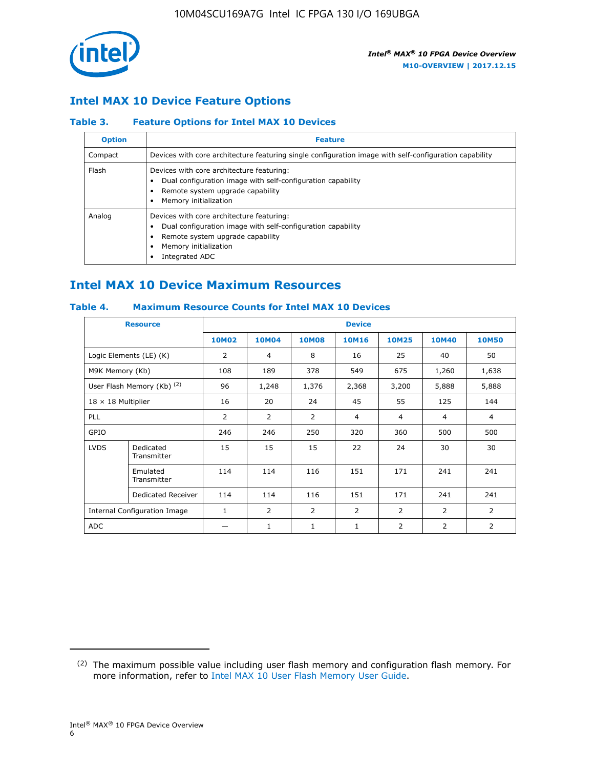## Intel MAX 10 Device Feature Options

### Table 3. Feature Options for Intel MAX 10 Devices

| Option | Feature |
| --- | --- |
| Compact | Devices with core architecture featuring single configuration image with self-configuration capability |
| Flash | Devices with core architecture featuring:<br>• Dual configuration image with self-configuration capability<br>• Remote system upgrade capability<br>• Memory initialization |
| Analog | Devices with core architecture featuring:<br>• Dual configuration image with self-configuration capability<br>• Remote system upgrade capability<br>• Memory initialization<br>• Integrated ADC |

## Intel MAX 10 Device Maximum Resources

### Table 4. Maximum Resource Counts for Intel MAX 10 Devices

| Resource | | Device | | | | | | |
| --- | --- | --- | --- | --- | --- | --- | --- | --- |
| | | 10M02 | 10M04 | 10M08 | 10M16 | 10M25 | 10M40 | 10M50 |
| Logic Elements (LE) (K) | | 2 | 4 | 8 | 16 | 25 | 40 | 50 |
| M9K Memory (Kb) | | 108 | 189 | 378 | 549 | 675 | 1,260 | 1,638 |
| User Flash Memory (Kb) [(2)] | | 96 | 1,248 | 1,376 | 2,368 | 3,200 | 5,888 | 5,888 |
| 18 × 18 Multiplier | | 16 | 20 | 24 | 45 | 55 | 125 | 144 |
| PLL | | 2 | 2 | 2 | 4 | 4 | 4 | 4 |
| GPIO | | 246 | 246 | 250 | 320 | 360 | 500 | 500 |
| LVDS | Dedicated Transmitter | 15 | 15 | 15 | 22 | 24 | 30 | 30 |
| | Emulated Transmitter | 114 | 114 | 116 | 151 | 171 | 241 | 241 |
| | Dedicated Receiver | 114 | 114 | 116 | 151 | 171 | 241 | 241 |
| Internal Configuration Image | | 1 | 2 | 2 | 2 | 2 | 2 | 2 |
| ADC | | — | 1 | 1 | 1 | 2 | 2 | 2 |

(2) The maximum possible value including user flash memory and configuration flash memory. For more information, refer to Intel MAX 10 User Flash Memory User Guide.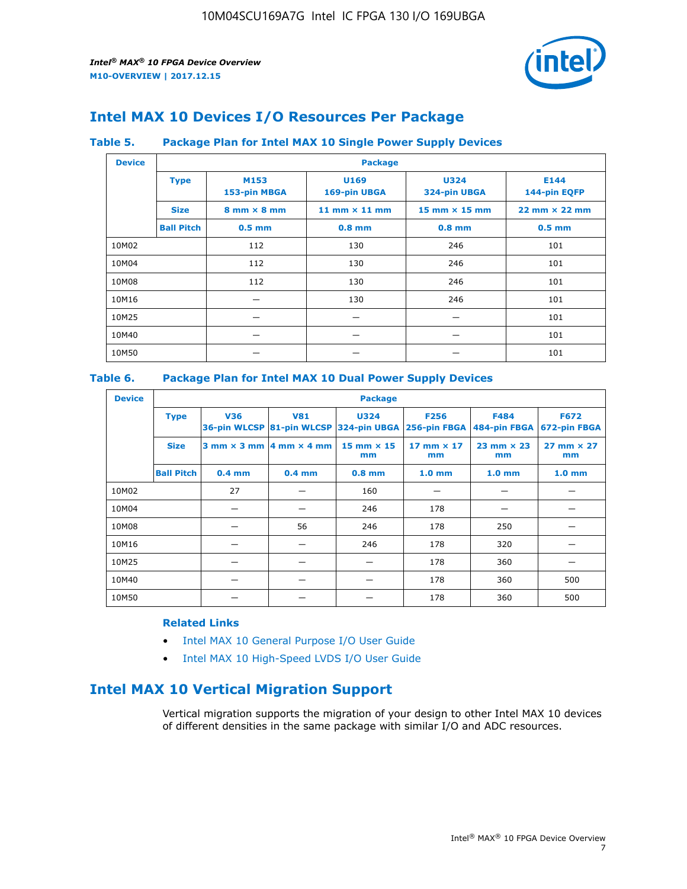## Intel MAX 10 Devices I/O Resources Per Package

### Table 5. Package Plan for Intel MAX 10 Single Power Supply Devices

| Device | Package | | | | |
|---|---|---|---|---|---|
| | **Type** | **M153** 153-pin MBGA | **U169** 169-pin UBGA | **U324** 324-pin UBGA | **E144** 144-pin EQFP |
| | **Size** | 8 mm × 8 mm | 11 mm × 11 mm | 15 mm × 15 mm | 22 mm × 22 mm |
| | **Ball Pitch** | 0.5 mm | 0.8 mm | 0.8 mm | 0.5 mm |
| 10M02 | | 112 | 130 | 246 | 101 |
| 10M04 | | 112 | 130 | 246 | 101 |
| 10M08 | | 112 | 130 | 246 | 101 |
| 10M16 | | — | 130 | 246 | 101 |
| 10M25 | | — | — | — | 101 |
| 10M40 | | — | — | — | 101 |
| 10M50 | | — | — | — | 101 |

### Table 6. Package Plan for Intel MAX 10 Dual Power Supply Devices

| Device | Package | | | | | | |
|---|---|---|---|---|---|---|---|
| | **Type** | **V36** 36-pin WLCSP | **V81** 81-pin WLCSP | **U324** 324-pin UBGA | **F256** 256-pin FBGA | **F484** 484-pin FBGA | **F672** 672-pin FBGA |
| | **Size** | 3 mm × 3 mm | 4 mm × 4 mm | 15 mm × 15 mm | 17 mm × 17 mm | 23 mm × 23 mm | 27 mm × 27 mm |
| | **Ball Pitch** | 0.4 mm | 0.4 mm | 0.8 mm | 1.0 mm | 1.0 mm | 1.0 mm |
| 10M02 | | 27 | — | 160 | — | — | — |
| 10M04 | | — | — | 246 | 178 | — | — |
| 10M08 | | — | 56 | 246 | 178 | 250 | — |
| 10M16 | | — | — | 246 | 178 | 320 | — |
| 10M25 | | — | — | — | 178 | 360 | — |
| 10M40 | | — | — | — | 178 | 360 | 500 |
| 10M50 | | — | — | — | 178 | 360 | 500 |

**Related Links**

- Intel MAX 10 General Purpose I/O User Guide
- Intel MAX 10 High-Speed LVDS I/O User Guide

## Intel MAX 10 Vertical Migration Support

Vertical migration supports the migration of your design to other Intel MAX 10 devices of different densities in the same package with similar I/O and ADC resources.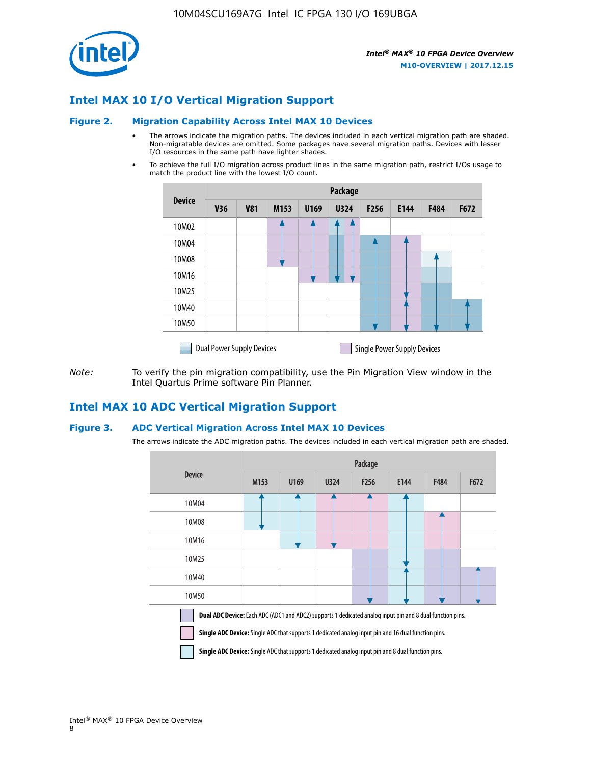## Intel MAX 10 I/O Vertical Migration Support

### Figure 2. Migration Capability Across Intel MAX 10 Devices

- The arrows indicate the migration paths. The devices included in each vertical migration path are shaded. Non-migratable devices are omitted. Some packages have several migration paths. Devices with lesser I/O resources in the same path have lighter shades.
- To achieve the full I/O migration across product lines in the same migration path, restrict I/Os usage to match the product line with the lowest I/O count.

| Device | Package | | | | | | | | |
|---|---|---|---|---|---|---|---|---|---|
| | V36 | V81 | M153 | U169 | U324 | F256 | E144 | F484 | F672 |
| 10M02 | | | | | | | | | |
| 10M04 | | | | | | | | | |
| 10M08 | | | | | | | | | |
| 10M16 | | | | | | | | | |
| 10M25 | | | | | | | | | |
| 10M40 | | | | | | | | | |
| 10M50 | | | | | | | | | |

Dual Power Supply Devices

Single Power Supply Devices

*Note:* To verify the pin migration compatibility, use the Pin Migration View window in the Intel Quartus Prime software Pin Planner.

## Intel MAX 10 ADC Vertical Migration Support

### Figure 3. ADC Vertical Migration Across Intel MAX 10 Devices

The arrows indicate the ADC migration paths. The devices included in each vertical migration path are shaded.

| Device | Package | | | | | | |
|---|---|---|---|---|---|---|---|
| | M153 | U169 | U324 | F256 | E144 | F484 | F672 |
| 10M04 | | | | | | | |
| 10M08 | | | | | | | |
| 10M16 | | | | | | | |
| 10M25 | | | | | | | |
| 10M40 | | | | | | | |
| 10M50 | | | | | | | |

**Dual ADC Device:** Each ADC (ADC1 and ADC2) supports 1 dedicated analog input pin and 8 dual function pins.

**Single ADC Device:** Single ADC that supports 1 dedicated analog input pin and 16 dual function pins.

**Single ADC Device:** Single ADC that supports 1 dedicated analog input pin and 8 dual function pins.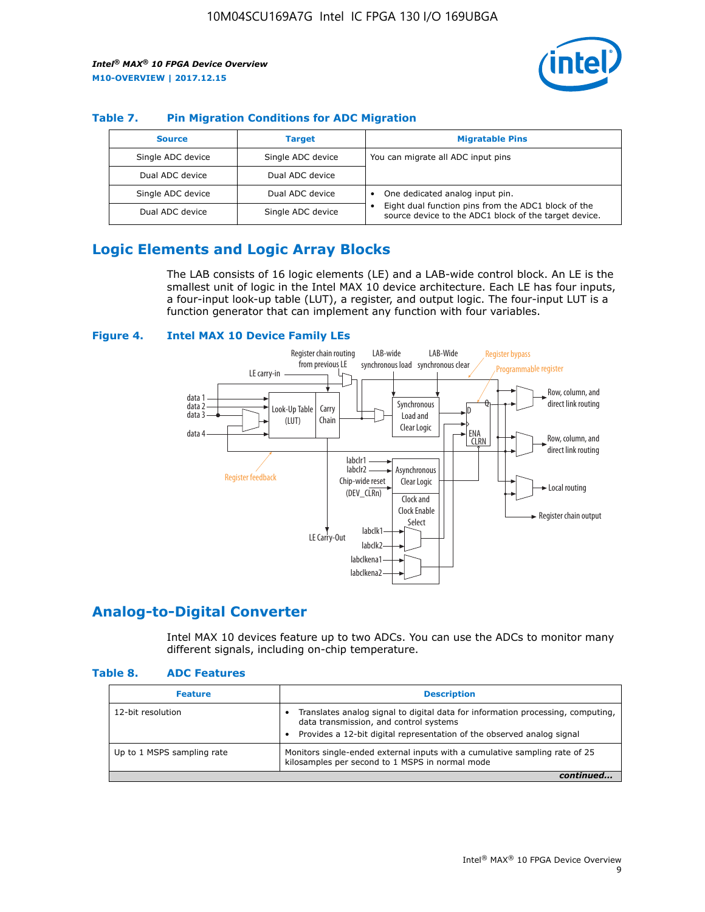### Table 7. Pin Migration Conditions for ADC Migration

| Source | Target | Migratable Pins |
| --- | --- | --- |
| Single ADC device | Single ADC device | You can migrate all ADC input pins |
| Dual ADC device | Dual ADC device | |
| Single ADC device | Dual ADC device | • One dedicated analog input pin.<br>• Eight dual function pins from the ADC1 block of the source device to the ADC1 block of the target device. |
| Dual ADC device | Single ADC device | |

## Logic Elements and Logic Array Blocks

The LAB consists of 16 logic elements (LE) and a LAB-wide control block. An LE is the smallest unit of logic in the Intel MAX 10 device architecture. Each LE has four inputs, a four-input look-up table (LUT), a register, and output logic. The four-input LUT is a function generator that can implement any function with four variables.

### Figure 4. Intel MAX 10 Device Family LEs

## Analog-to-Digital Converter

Intel MAX 10 devices feature up to two ADCs. You can use the ADCs to monitor many different signals, including on-chip temperature.

### Table 8. ADC Features

| Feature | Description |
| --- | --- |
| 12-bit resolution | • Translates analog signal to digital data for information processing, computing, data transmission, and control systems<br>• Provides a 12-bit digital representation of the observed analog signal |
| Up to 1 MSPS sampling rate | Monitors single-ended external inputs with a cumulative sampling rate of 25 kilosamples per second to 1 MSPS in normal mode |

*continued...*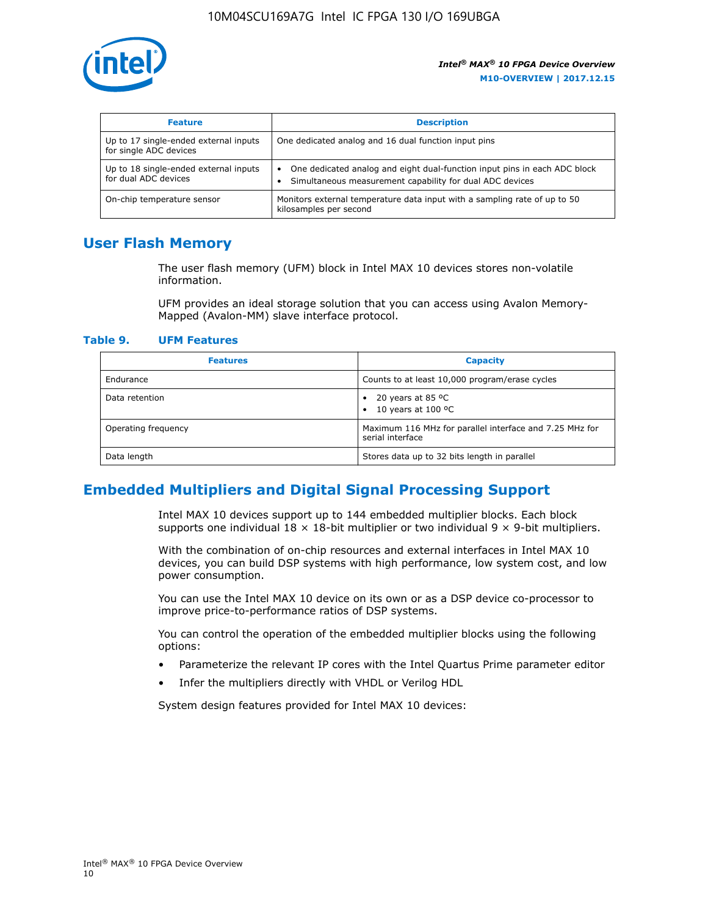| Feature | Description |
| --- | --- |
| Up to 17 single-ended external inputs for single ADC devices | One dedicated analog and 16 dual function input pins |
| Up to 18 single-ended external inputs for dual ADC devices | • One dedicated analog and eight dual-function input pins in each ADC block<br>• Simultaneous measurement capability for dual ADC devices |
| On-chip temperature sensor | Monitors external temperature data input with a sampling rate of up to 50 kilosamples per second |

## User Flash Memory

The user flash memory (UFM) block in Intel MAX 10 devices stores non-volatile information.

UFM provides an ideal storage solution that you can access using Avalon Memory-Mapped (Avalon-MM) slave interface protocol.

**Table 9. UFM Features**

| Features | Capacity |
| --- | --- |
| Endurance | Counts to at least 10,000 program/erase cycles |
| Data retention | • 20 years at 85 ºC<br>• 10 years at 100 ºC |
| Operating frequency | Maximum 116 MHz for parallel interface and 7.25 MHz for serial interface |
| Data length | Stores data up to 32 bits length in parallel |

## Embedded Multipliers and Digital Signal Processing Support

Intel MAX 10 devices support up to 144 embedded multiplier blocks. Each block supports one individual 18 × 18-bit multiplier or two individual 9 × 9-bit multipliers.

With the combination of on-chip resources and external interfaces in Intel MAX 10 devices, you can build DSP systems with high performance, low system cost, and low power consumption.

You can use the Intel MAX 10 device on its own or as a DSP device co-processor to improve price-to-performance ratios of DSP systems.

You can control the operation of the embedded multiplier blocks using the following options:

- Parameterize the relevant IP cores with the Intel Quartus Prime parameter editor
- Infer the multipliers directly with VHDL or Verilog HDL

System design features provided for Intel MAX 10 devices: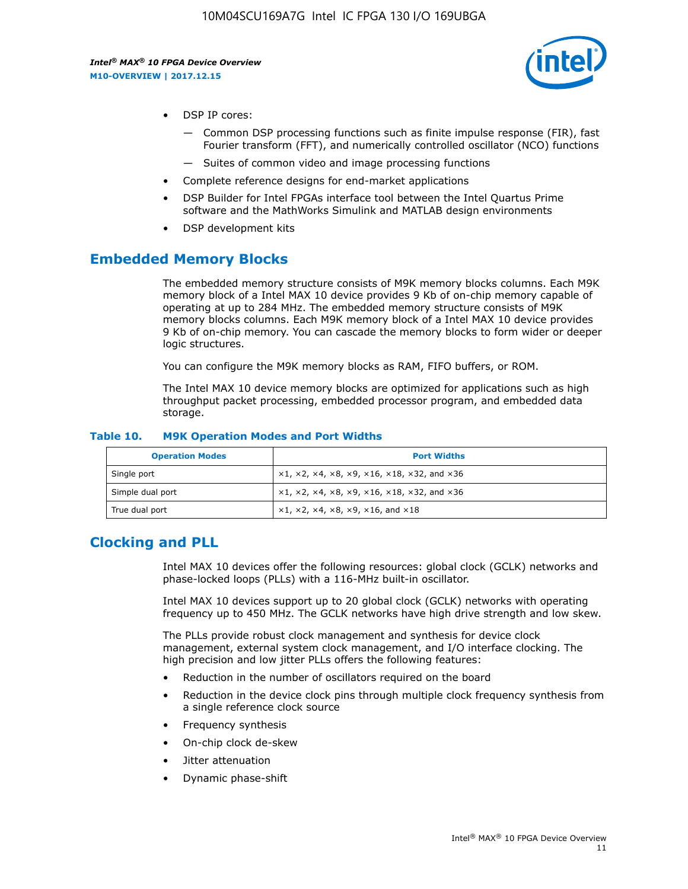- DSP IP cores:
  - — Common DSP processing functions such as finite impulse response (FIR), fast Fourier transform (FFT), and numerically controlled oscillator (NCO) functions
  - — Suites of common video and image processing functions
- Complete reference designs for end-market applications
- DSP Builder for Intel FPGAs interface tool between the Intel Quartus Prime software and the MathWorks Simulink and MATLAB design environments
- DSP development kits

## Embedded Memory Blocks

The embedded memory structure consists of M9K memory blocks columns. Each M9K memory block of a Intel MAX 10 device provides 9 Kb of on-chip memory capable of operating at up to 284 MHz. The embedded memory structure consists of M9K memory blocks columns. Each M9K memory block of a Intel MAX 10 device provides 9 Kb of on-chip memory. You can cascade the memory blocks to form wider or deeper logic structures.

You can configure the M9K memory blocks as RAM, FIFO buffers, or ROM.

The Intel MAX 10 device memory blocks are optimized for applications such as high throughput packet processing, embedded processor program, and embedded data storage.

**Table 10. M9K Operation Modes and Port Widths**

| Operation Modes | Port Widths |
| --- | --- |
| Single port | ×1, ×2, ×4, ×8, ×9, ×16, ×18, ×32, and ×36 |
| Simple dual port | ×1, ×2, ×4, ×8, ×9, ×16, ×18, ×32, and ×36 |
| True dual port | ×1, ×2, ×4, ×8, ×9, ×16, and ×18 |

## Clocking and PLL

Intel MAX 10 devices offer the following resources: global clock (GCLK) networks and phase-locked loops (PLLs) with a 116-MHz built-in oscillator.

Intel MAX 10 devices support up to 20 global clock (GCLK) networks with operating frequency up to 450 MHz. The GCLK networks have high drive strength and low skew.

The PLLs provide robust clock management and synthesis for device clock management, external system clock management, and I/O interface clocking. The high precision and low jitter PLLs offers the following features:

- Reduction in the number of oscillators required on the board
- Reduction in the device clock pins through multiple clock frequency synthesis from a single reference clock source
- Frequency synthesis
- On-chip clock de-skew
- Jitter attenuation
- Dynamic phase-shift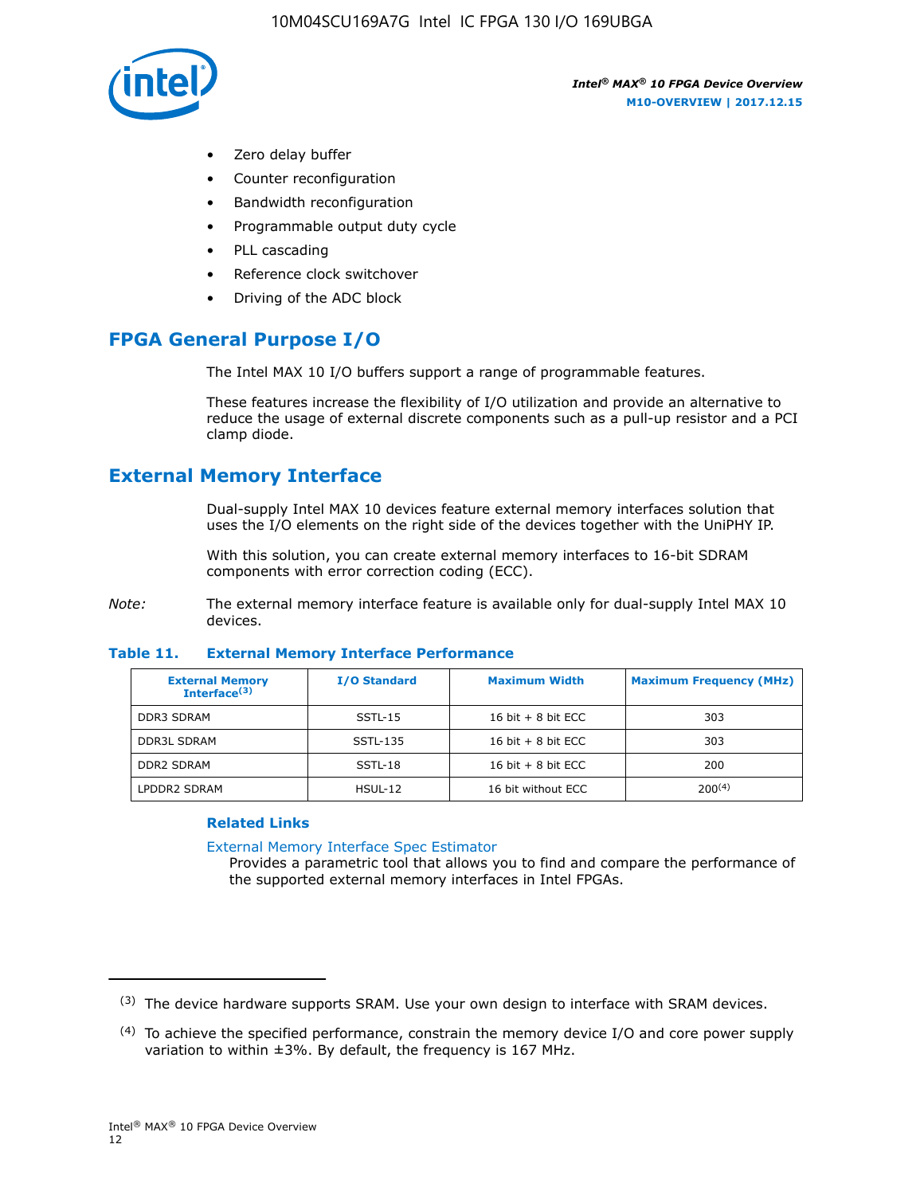- Zero delay buffer
- Counter reconfiguration
- Bandwidth reconfiguration
- Programmable output duty cycle
- PLL cascading
- Reference clock switchover
- Driving of the ADC block

## FPGA General Purpose I/O

The Intel MAX 10 I/O buffers support a range of programmable features.

These features increase the flexibility of I/O utilization and provide an alternative to reduce the usage of external discrete components such as a pull-up resistor and a PCI clamp diode.

## External Memory Interface

Dual-supply Intel MAX 10 devices feature external memory interfaces solution that uses the I/O elements on the right side of the devices together with the UniPHY IP.

With this solution, you can create external memory interfaces to 16-bit SDRAM components with error correction coding (ECC).

*Note:* The external memory interface feature is available only for dual-supply Intel MAX 10 devices.

**Table 11. External Memory Interface Performance**

| External Memory Interface(3) | I/O Standard | Maximum Width | Maximum Frequency (MHz) |
|---|---|---|---|
| DDR3 SDRAM | SSTL-15 | 16 bit + 8 bit ECC | 303 |
| DDR3L SDRAM | SSTL-135 | 16 bit + 8 bit ECC | 303 |
| DDR2 SDRAM | SSTL-18 | 16 bit + 8 bit ECC | 200 |
| LPDDR2 SDRAM | HSUL-12 | 16 bit without ECC | 200(4) |

**Related Links**

External Memory Interface Spec Estimator
Provides a parametric tool that allows you to find and compare the performance of the supported external memory interfaces in Intel FPGAs.

(3) The device hardware supports SRAM. Use your own design to interface with SRAM devices.

(4) To achieve the specified performance, constrain the memory device I/O and core power supply variation to within ±3%. By default, the frequency is 167 MHz.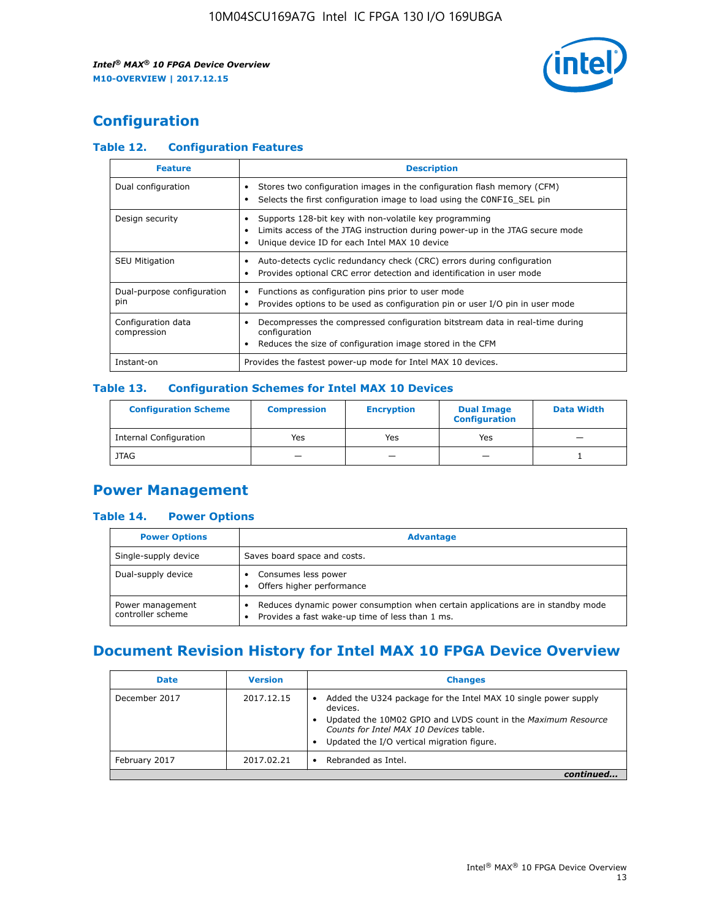## Configuration

### Table 12. Configuration Features

| Feature | Description |
|---|---|
| Dual configuration | • Stores two configuration images in the configuration flash memory (CFM)<br>• Selects the first configuration image to load using the CONFIG_SEL pin |
| Design security | • Supports 128-bit key with non-volatile key programming<br>• Limits access of the JTAG instruction during power-up in the JTAG secure mode<br>• Unique device ID for each Intel MAX 10 device |
| SEU Mitigation | • Auto-detects cyclic redundancy check (CRC) errors during configuration<br>• Provides optional CRC error detection and identification in user mode |
| Dual-purpose configuration pin | • Functions as configuration pins prior to user mode<br>• Provides options to be used as configuration pin or user I/O pin in user mode |
| Configuration data compression | • Decompresses the compressed configuration bitstream data in real-time during configuration<br>• Reduces the size of configuration image stored in the CFM |
| Instant-on | Provides the fastest power-up mode for Intel MAX 10 devices. |

### Table 13. Configuration Schemes for Intel MAX 10 Devices

| Configuration Scheme | Compression | Encryption | Dual Image Configuration | Data Width |
|---|---|---|---|---|
| Internal Configuration | Yes | Yes | Yes | — |
| JTAG | — | — | — | 1 |

## Power Management

### Table 14. Power Options

| Power Options | Advantage |
|---|---|
| Single-supply device | Saves board space and costs. |
| Dual-supply device | • Consumes less power<br>• Offers higher performance |
| Power management controller scheme | • Reduces dynamic power consumption when certain applications are in standby mode<br>• Provides a fast wake-up time of less than 1 ms. |

## Document Revision History for Intel MAX 10 FPGA Device Overview

| Date | Version | Changes |
|---|---|---|
| December 2017 | 2017.12.15 | • Added the U324 package for the Intel MAX 10 single power supply devices.<br>• Updated the 10M02 GPIO and LVDS count in the *Maximum Resource Counts for Intel MAX 10 Devices* table.<br>• Updated the I/O vertical migration figure. |
| February 2017 | 2017.02.21 | • Rebranded as Intel. |

*continued...*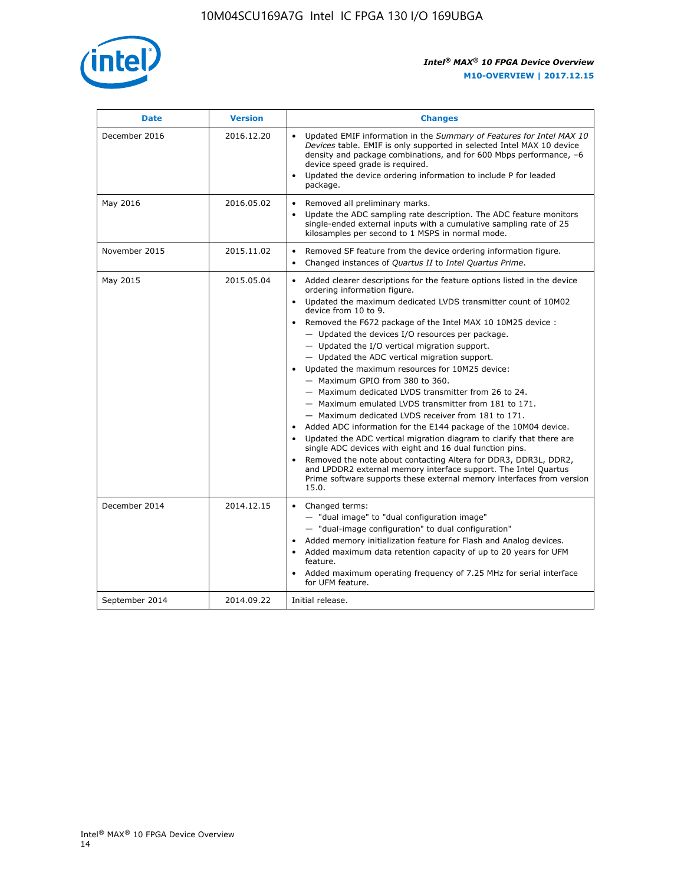| Date | Version | Changes |
| --- | --- | --- |
| December 2016 | 2016.12.20 | • Updated EMIF information in the *Summary of Features for Intel MAX 10 Devices* table. EMIF is only supported in selected Intel MAX 10 device density and package combinations, and for 600 Mbps performance, –6 device speed grade is required.<br>• Updated the device ordering information to include P for leaded package. |
| May 2016 | 2016.05.02 | • Removed all preliminary marks.<br>• Update the ADC sampling rate description. The ADC feature monitors single-ended external inputs with a cumulative sampling rate of 25 kilosamples per second to 1 MSPS in normal mode. |
| November 2015 | 2015.11.02 | • Removed SF feature from the device ordering information figure.<br>• Changed instances of *Quartus II* to *Intel Quartus Prime*. |
| May 2015 | 2015.05.04 | • Added clearer descriptions for the feature options listed in the device ordering information figure.<br>• Updated the maximum dedicated LVDS transmitter count of 10M02 device from 10 to 9.<br>• Removed the F672 package of the Intel MAX 10 10M25 device :<br>— Updated the devices I/O resources per package.<br>— Updated the I/O vertical migration support.<br>— Updated the ADC vertical migration support.<br>• Updated the maximum resources for 10M25 device:<br>— Maximum GPIO from 380 to 360.<br>— Maximum dedicated LVDS transmitter from 26 to 24.<br>— Maximum emulated LVDS transmitter from 181 to 171.<br>— Maximum dedicated LVDS receiver from 181 to 171.<br>• Added ADC information for the E144 package of the 10M04 device.<br>• Updated the ADC vertical migration diagram to clarify that there are single ADC devices with eight and 16 dual function pins.<br>• Removed the note about contacting Altera for DDR3, DDR3L, DDR2, and LPDDR2 external memory interface support. The Intel Quartus Prime software supports these external memory interfaces from version 15.0. |
| December 2014 | 2014.12.15 | • Changed terms:<br>— "dual image" to "dual configuration image"<br>— "dual-image configuration" to dual configuration"<br>• Added memory initialization feature for Flash and Analog devices.<br>• Added maximum data retention capacity of up to 20 years for UFM feature.<br>• Added maximum operating frequency of 7.25 MHz for serial interface for UFM feature. |
| September 2014 | 2014.09.22 | Initial release. |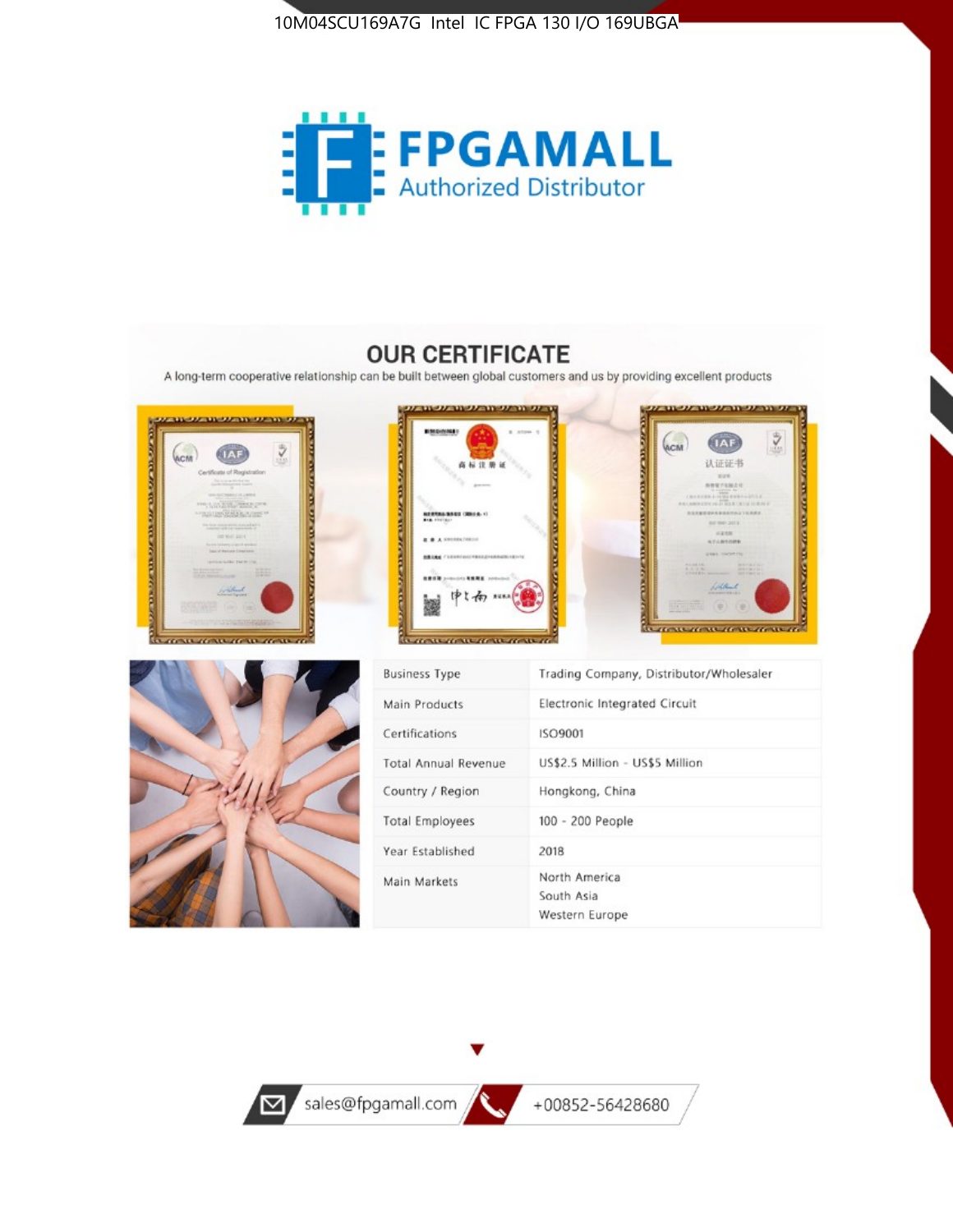FPGAMALL
Authorized Distributor

## OUR CERTIFICATE

A long-term cooperative relationship can be built between global customers and us by providing excellent products

| | |
|---|---|
| Business Type | Trading Company, Distributor/Wholesaler |
| Main Products | Electronic Integrated Circuit |
| Certifications | ISO9001 |
| Total Annual Revenue | US$2.5 Million - US$5 Million |
| Country / Region | Hongkong, China |
| Total Employees | 100 - 200 People |
| Year Established | 2018 |
| Main Markets | North America<br>South Asia<br>Western Europe |

sales@fpgamall.com

+00852-56428680